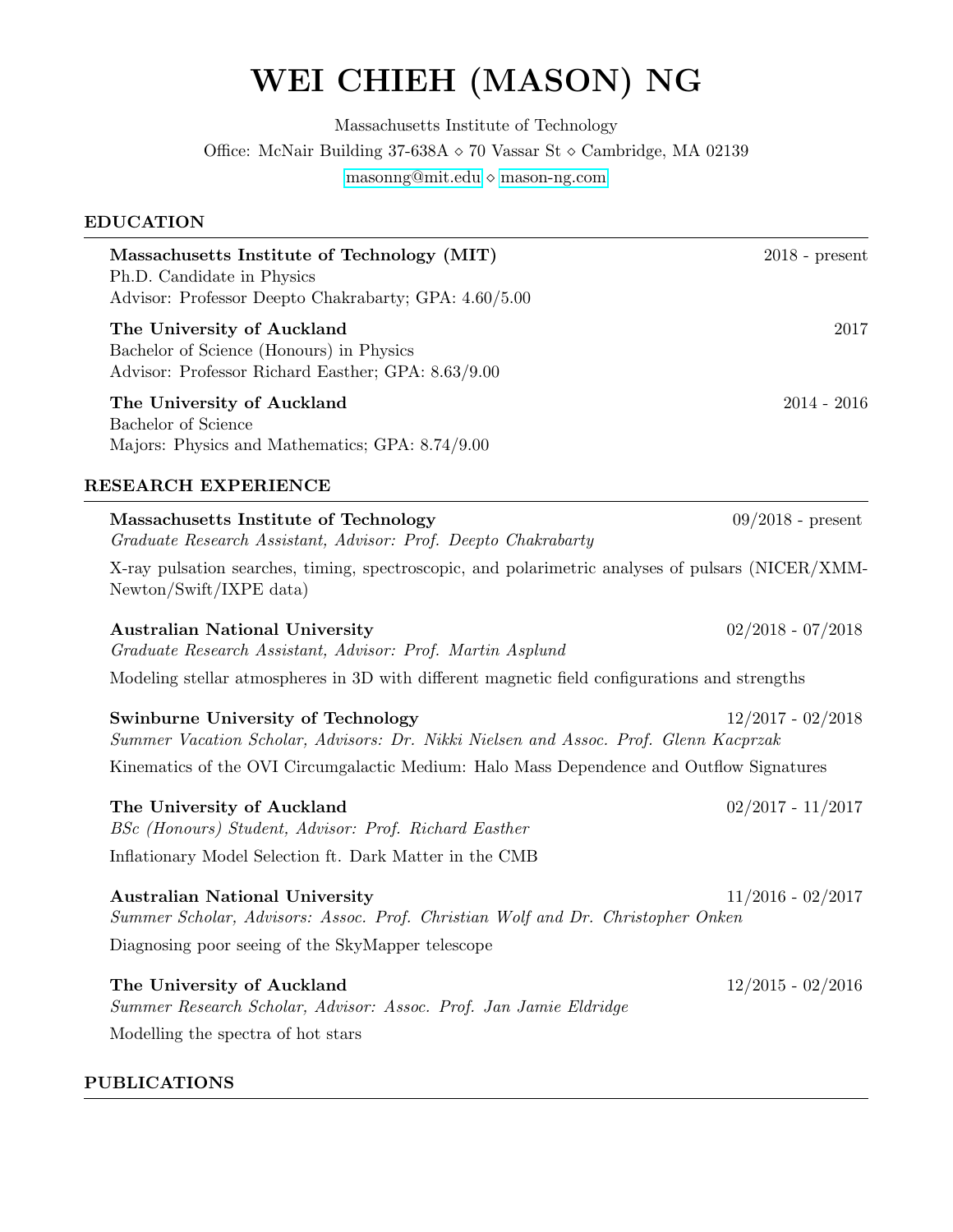# WEI CHIEH (MASON) NG

Massachusetts Institute of Technology
Office: McNair Building 37-638A ⋄ 70 Vassar St ⋄ Cambridge, MA 02139
masonng@mit.edu ⋄ mason-ng.com

## EDUCATION

**Massachusetts Institute of Technology (MIT)** — 2018 - present
Ph.D. Candidate in Physics
Advisor: Professor Deepto Chakrabarty; GPA: 4.60/5.00

**The University of Auckland** — 2017
Bachelor of Science (Honours) in Physics
Advisor: Professor Richard Easther; GPA: 8.63/9.00

**The University of Auckland** — 2014 - 2016
Bachelor of Science
Majors: Physics and Mathematics; GPA: 8.74/9.00

## RESEARCH EXPERIENCE

**Massachusetts Institute of Technology** — 09/2018 - present
*Graduate Research Assistant, Advisor: Prof. Deepto Chakrabarty*

X-ray pulsation searches, timing, spectroscopic, and polarimetric analyses of pulsars (NICER/XMM-Newton/Swift/IXPE data)

**Australian National University** — 02/2018 - 07/2018
*Graduate Research Assistant, Advisor: Prof. Martin Asplund*

Modeling stellar atmospheres in 3D with different magnetic field configurations and strengths

**Swinburne University of Technology** — 12/2017 - 02/2018
*Summer Vacation Scholar, Advisors: Dr. Nikki Nielsen and Assoc. Prof. Glenn Kacprzak*

Kinematics of the OVI Circumgalactic Medium: Halo Mass Dependence and Outflow Signatures

**The University of Auckland** — 02/2017 - 11/2017
*BSc (Honours) Student, Advisor: Prof. Richard Easther*

Inflationary Model Selection ft. Dark Matter in the CMB

**Australian National University** — 11/2016 - 02/2017
*Summer Scholar, Advisors: Assoc. Prof. Christian Wolf and Dr. Christopher Onken*

Diagnosing poor seeing of the SkyMapper telescope

**The University of Auckland** — 12/2015 - 02/2016
*Summer Research Scholar, Advisor: Assoc. Prof. Jan Jamie Eldridge*

Modelling the spectra of hot stars

## PUBLICATIONS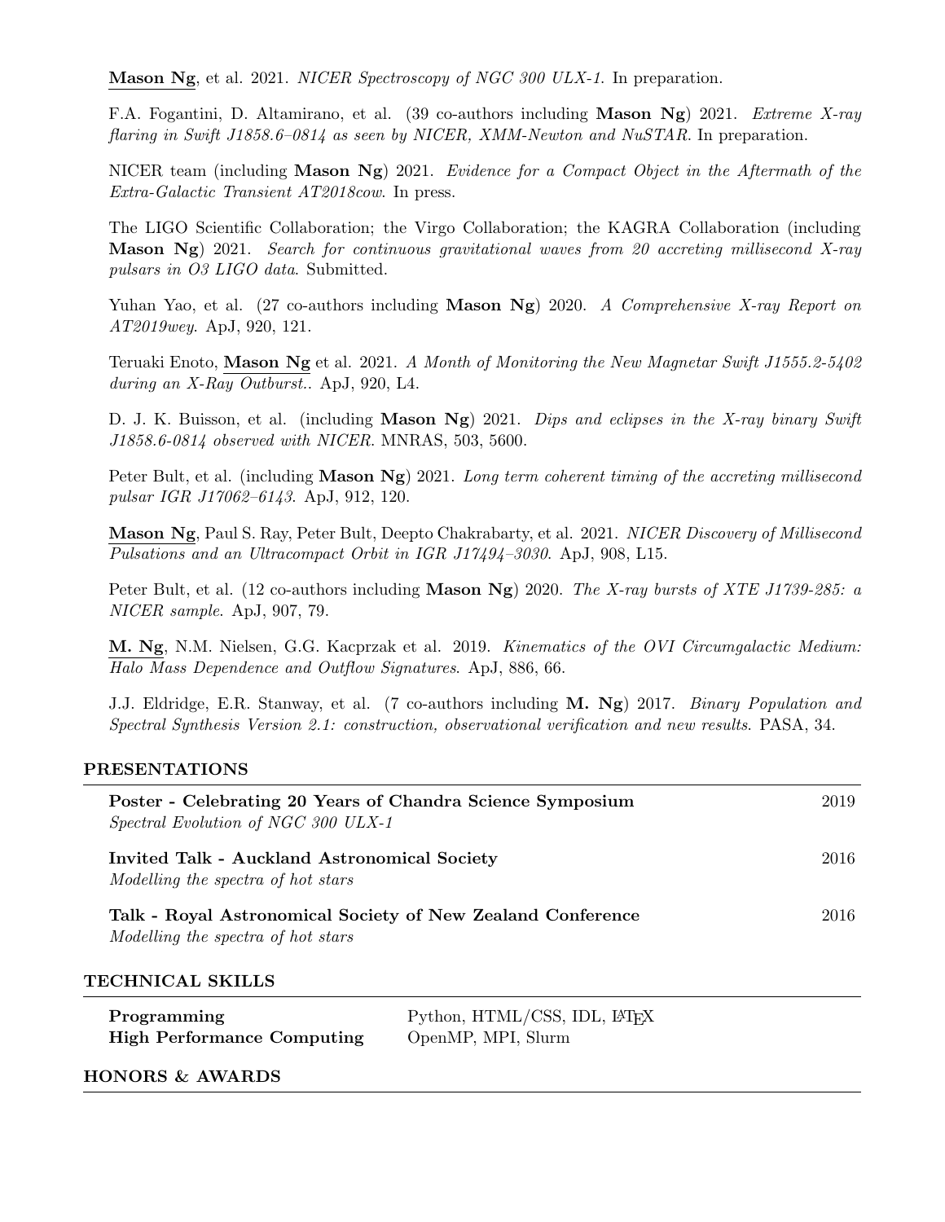<u>**Mason Ng**</u>, et al. 2021. *NICER Spectroscopy of NGC 300 ULX-1*. In preparation.

F.A. Fogantini, D. Altamirano, et al. (39 co-authors including **Mason Ng**) 2021. *Extreme X-ray flaring in Swift J1858.6–0814 as seen by NICER, XMM-Newton and NuSTAR*. In preparation.

NICER team (including **Mason Ng**) 2021. *Evidence for a Compact Object in the Aftermath of the Extra-Galactic Transient AT2018cow*. In press.

The LIGO Scientific Collaboration; the Virgo Collaboration; the KAGRA Collaboration (including **Mason Ng**) 2021. *Search for continuous gravitational waves from 20 accreting millisecond X-ray pulsars in O3 LIGO data*. Submitted.

Yuhan Yao, et al. (27 co-authors including **Mason Ng**) 2020. *A Comprehensive X-ray Report on AT2019wey*. ApJ, 920, 121.

Teruaki Enoto, <u>**Mason Ng**</u> et al. 2021. *A Month of Monitoring the New Magnetar Swift J1555.2-5402 during an X-Ray Outburst.*. ApJ, 920, L4.

D. J. K. Buisson, et al. (including **Mason Ng**) 2021. *Dips and eclipses in the X-ray binary Swift J1858.6-0814 observed with NICER*. MNRAS, 503, 5600.

Peter Bult, et al. (including **Mason Ng**) 2021. *Long term coherent timing of the accreting millisecond pulsar IGR J17062–6143*. ApJ, 912, 120.

<u>**Mason Ng**, Paul S. Ray, Peter Bult, Deepto Chakrabarty, et al. 2021. *NICER Discovery of Millisecond Pulsations and an Ultracompact Orbit in IGR J17494–3030*</u>. ApJ, 908, L15.

Peter Bult, et al. (12 co-authors including **Mason Ng**) 2020. *The X-ray bursts of XTE J1739-285: a NICER sample*. ApJ, 907, 79.

<u>**M. Ng**, N.M. Nielsen, G.G. Kacprzak et al. 2019. *Kinematics of the OVI Circumgalactic Medium: Halo Mass Dependence and Outflow Signatures*</u>. ApJ, 886, 66.

J.J. Eldridge, E.R. Stanway, et al. (7 co-authors including **M. Ng**) 2017. *Binary Population and Spectral Synthesis Version 2.1: construction, observational verification and new results*. PASA, 34.

## PRESENTATIONS

**Poster - Celebrating 20 Years of Chandra Science Symposium** — 2019
*Spectral Evolution of NGC 300 ULX-1*

**Invited Talk - Auckland Astronomical Society** — 2016
*Modelling the spectra of hot stars*

**Talk - Royal Astronomical Society of New Zealand Conference** — 2016
*Modelling the spectra of hot stars*

## TECHNICAL SKILLS

| | |
|---|---|
| **Programming** | Python, HTML/CSS, IDL, LaTeX |
| **High Performance Computing** | OpenMP, MPI, Slurm |

## HONORS & AWARDS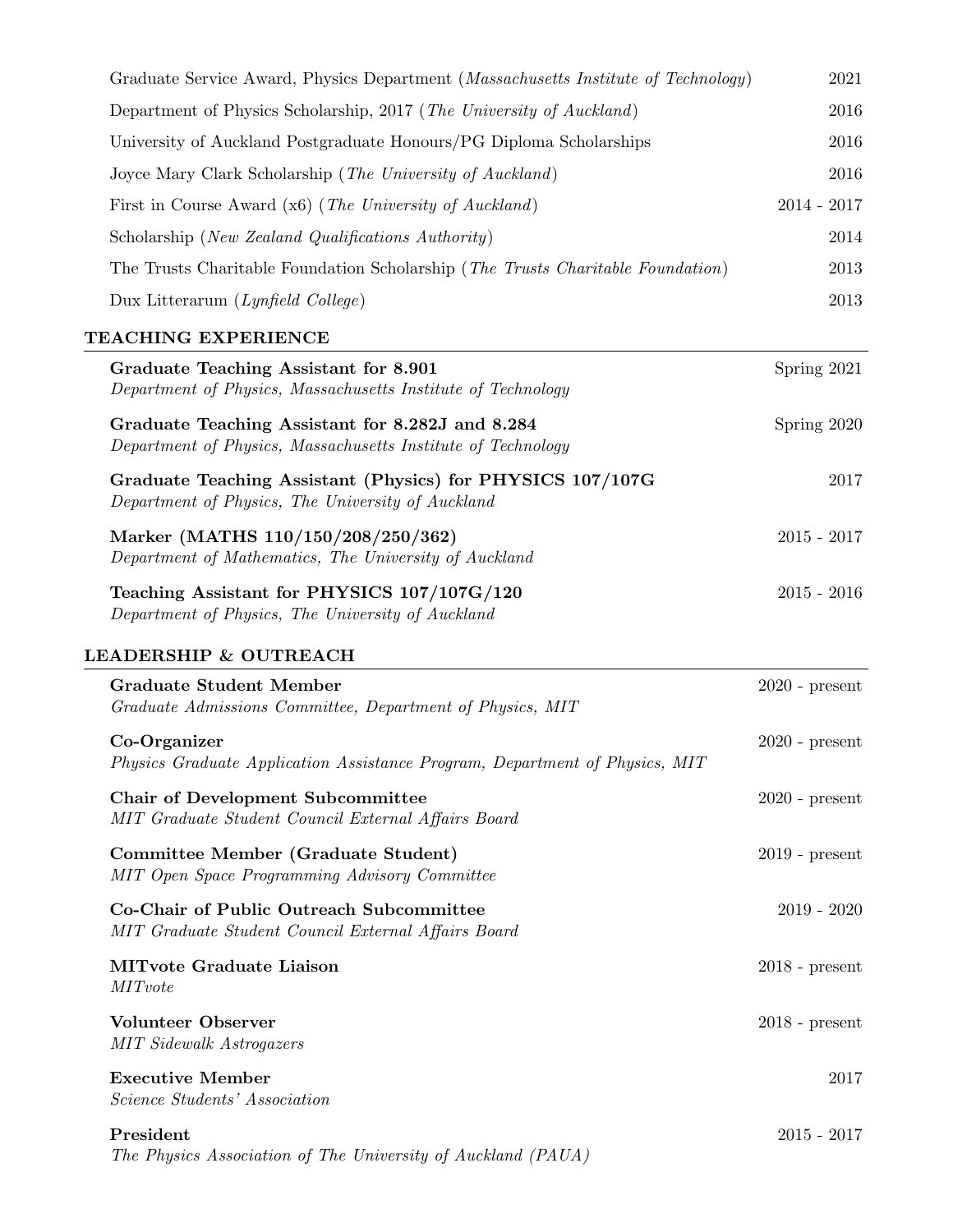Graduate Service Award, Physics Department (*Massachusetts Institute of Technology*) 2021

Department of Physics Scholarship, 2017 (*The University of Auckland*) 2016

University of Auckland Postgraduate Honours/PG Diploma Scholarships 2016

Joyce Mary Clark Scholarship (*The University of Auckland*) 2016

First in Course Award (x6) (*The University of Auckland*) 2014 - 2017

Scholarship (*New Zealand Qualifications Authority*) 2014

The Trusts Charitable Foundation Scholarship (*The Trusts Charitable Foundation*) 2013

Dux Litterarum (*Lynfield College*) 2013

## TEACHING EXPERIENCE

**Graduate Teaching Assistant for 8.901** Spring 2021
*Department of Physics, Massachusetts Institute of Technology*

**Graduate Teaching Assistant for 8.282J and 8.284** Spring 2020
*Department of Physics, Massachusetts Institute of Technology*

**Graduate Teaching Assistant (Physics) for PHYSICS 107/107G** 2017
*Department of Physics, The University of Auckland*

**Marker (MATHS 110/150/208/250/362)** 2015 - 2017
*Department of Mathematics, The University of Auckland*

**Teaching Assistant for PHYSICS 107/107G/120** 2015 - 2016
*Department of Physics, The University of Auckland*

## LEADERSHIP & OUTREACH

**Graduate Student Member** 2020 - present
*Graduate Admissions Committee, Department of Physics, MIT*

**Co-Organizer** 2020 - present
*Physics Graduate Application Assistance Program, Department of Physics, MIT*

**Chair of Development Subcommittee** 2020 - present
*MIT Graduate Student Council External Affairs Board*

**Committee Member (Graduate Student)** 2019 - present
*MIT Open Space Programming Advisory Committee*

**Co-Chair of Public Outreach Subcommittee** 2019 - 2020
*MIT Graduate Student Council External Affairs Board*

**MITvote Graduate Liaison** 2018 - present
*MITvote*

**Volunteer Observer** 2018 - present
*MIT Sidewalk Astrogazers*

**Executive Member** 2017
*Science Students' Association*

**President** 2015 - 2017
*The Physics Association of The University of Auckland (PAUA)*